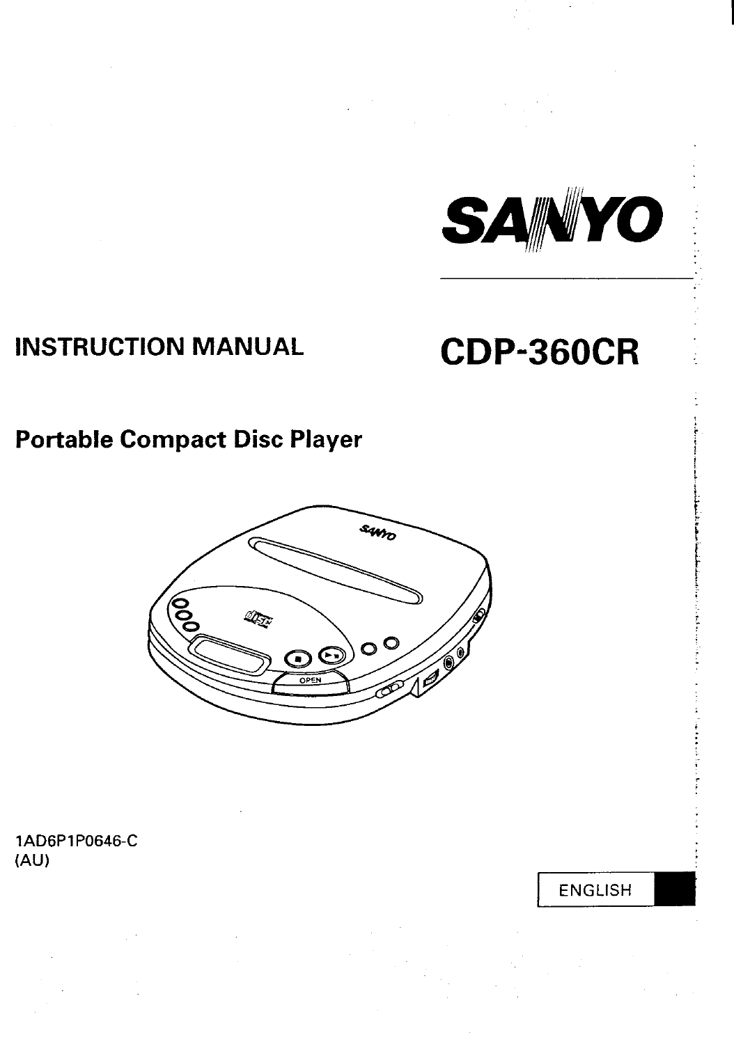SANYO

# INSTRUCTION MANUAL

# CDP-360CR

## Portable Compact Disc Player

1AD6P1P0646-C
(AU)

ENGLISH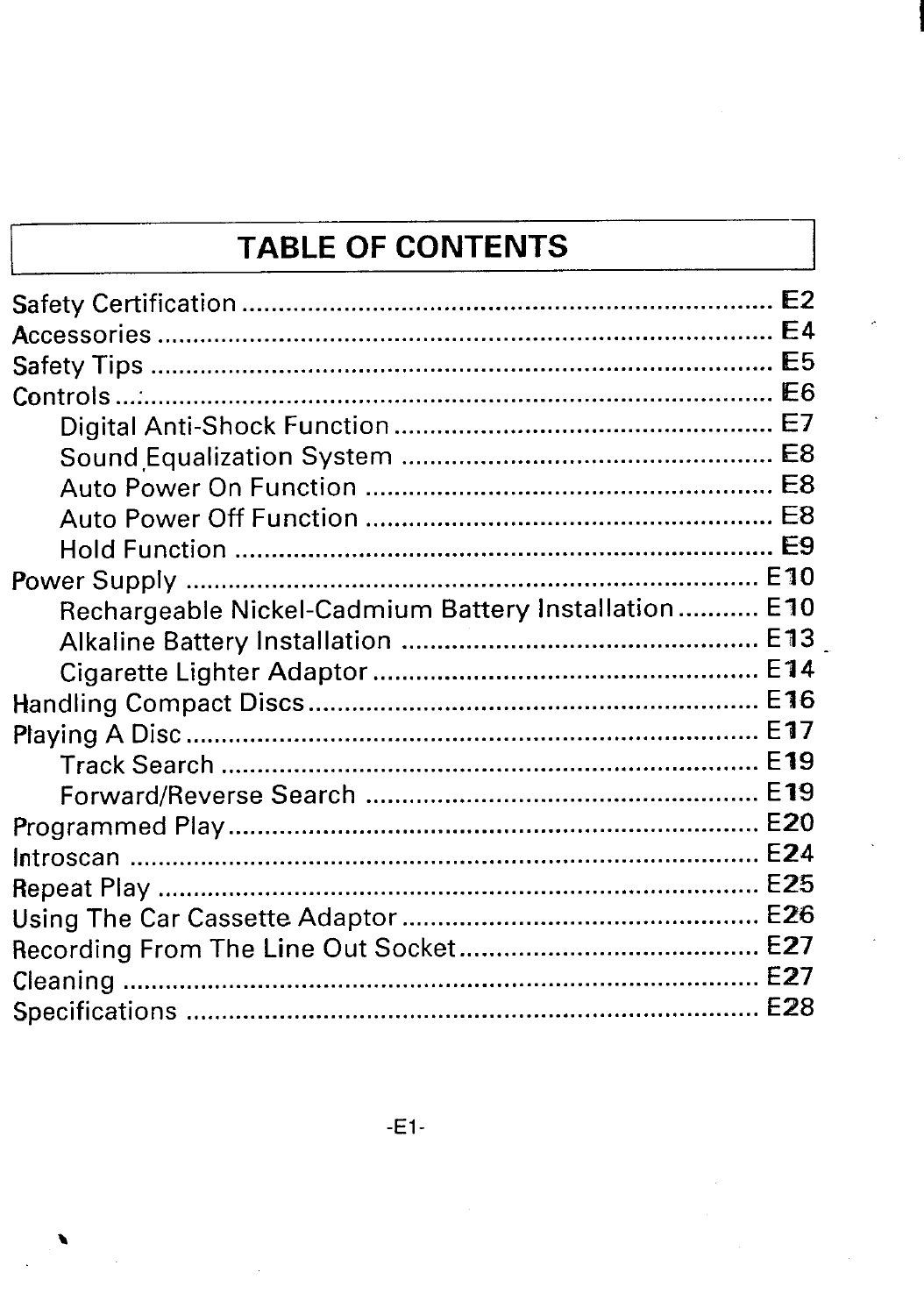# TABLE OF CONTENTS

| Section | Page |
|---|---|
| Safety Certification | E2 |
| Accessories | E4 |
| Safety Tips | E5 |
| Controls | E6 |
| Digital Anti-Shock Function | E7 |
| Sound Equalization System | E8 |
| Auto Power On Function | E8 |
| Auto Power Off Function | E8 |
| Hold Function | E9 |
| Power Supply | E10 |
| Rechargeable Nickel-Cadmium Battery Installation | E10 |
| Alkaline Battery Installation | E13 |
| Cigarette Lighter Adaptor | E14 |
| Handling Compact Discs | E16 |
| Playing A Disc | E17 |
| Track Search | E19 |
| Forward/Reverse Search | E19 |
| Programmed Play | E20 |
| Introscan | E24 |
| Repeat Play | E25 |
| Using The Car Cassette Adaptor | E26 |
| Recording From The Line Out Socket | E27 |
| Cleaning | E27 |
| Specifications | E28 |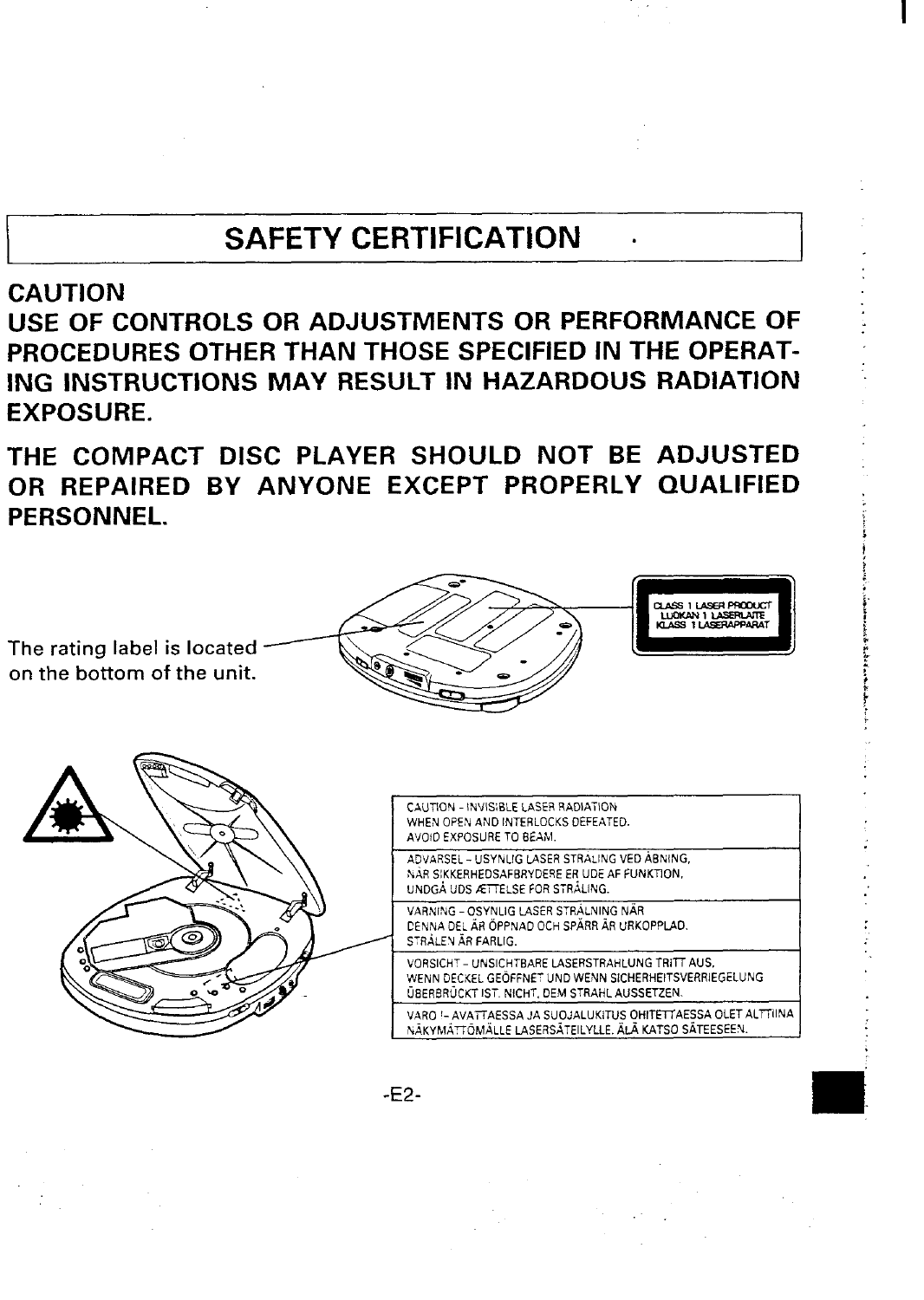# SAFETY CERTIFICATION

**CAUTION**

**USE OF CONTROLS OR ADJUSTMENTS OR PERFORMANCE OF PROCEDURES OTHER THAN THOSE SPECIFIED IN THE OPERATING INSTRUCTIONS MAY RESULT IN HAZARDOUS RADIATION EXPOSURE.**

**THE COMPACT DISC PLAYER SHOULD NOT BE ADJUSTED OR REPAIRED BY ANYONE EXCEPT PROPERLY QUALIFIED PERSONNEL.**

The rating label is located on the bottom of the unit.

CLASS 1 LASER PRODUCT
LUOKAN 1 LASERLAITE
KLASS 1 LASERAPPARAT

CAUTION - INVISIBLE LASER RADIATION WHEN OPEN AND INTERLOCKS DEFEATED. AVOID EXPOSURE TO BEAM.

ADVARSEL - USYNLIG LASER STRÅLING VED ÅBNING, NÅR SIKKERHEDSAFBRYDERE ER UDE AF FUNKTION, UNDGÅ UDS ÆTTELSE FOR STRÅLING.

VARNING - OSYNLIG LASER STRÅLNING NÄR DENNA DEL ÄR ÖPPNAD OCH SPÄRR ÄR URKOPPLAD. STRÅLEN ÄR FARLIG.

VORSICHT - UNSICHTBARE LASERSTRAHLUNG TRITT AUS, WENN DECKEL GEÖFFNET UND WENN SICHERHEITSVERRIEGELUNG ÜBERBRÜCKT IST. NICHT, DEM STRAHL AUSSETZEN.

VARO !- AVATTAESSA JA SUOJALUKITUS OHITETTAESSA OLET ALTTIINA NÄKYMÄTTÖMÄLLE LASERSÄTEILYLLE. ÄLÄ KATSO SÄTEESEEN.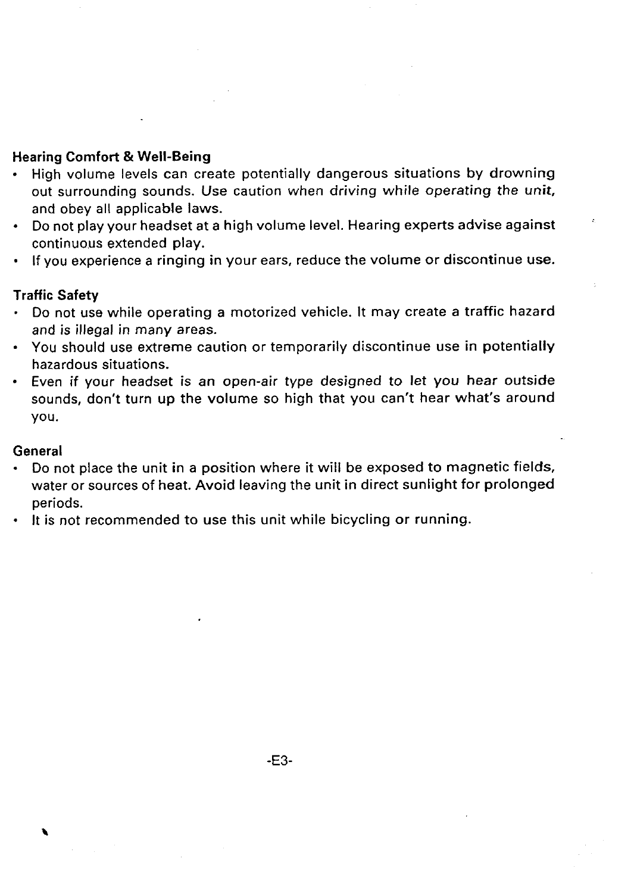**Hearing Comfort & Well-Being**

- High volume levels can create potentially dangerous situations by drowning out surrounding sounds. Use caution when driving while operating the unit, and obey all applicable laws.
- Do not play your headset at a high volume level. Hearing experts advise against continuous extended play.
- If you experience a ringing in your ears, reduce the volume or discontinue use.

**Traffic Safety**

- Do not use while operating a motorized vehicle. It may create a traffic hazard and is illegal in many areas.
- You should use extreme caution or temporarily discontinue use in potentially hazardous situations.
- Even if your headset is an open-air type designed to let you hear outside sounds, don't turn up the volume so high that you can't hear what's around you.

**General**

- Do not place the unit in a position where it will be exposed to magnetic fields, water or sources of heat. Avoid leaving the unit in direct sunlight for prolonged periods.
- It is not recommended to use this unit while bicycling or running.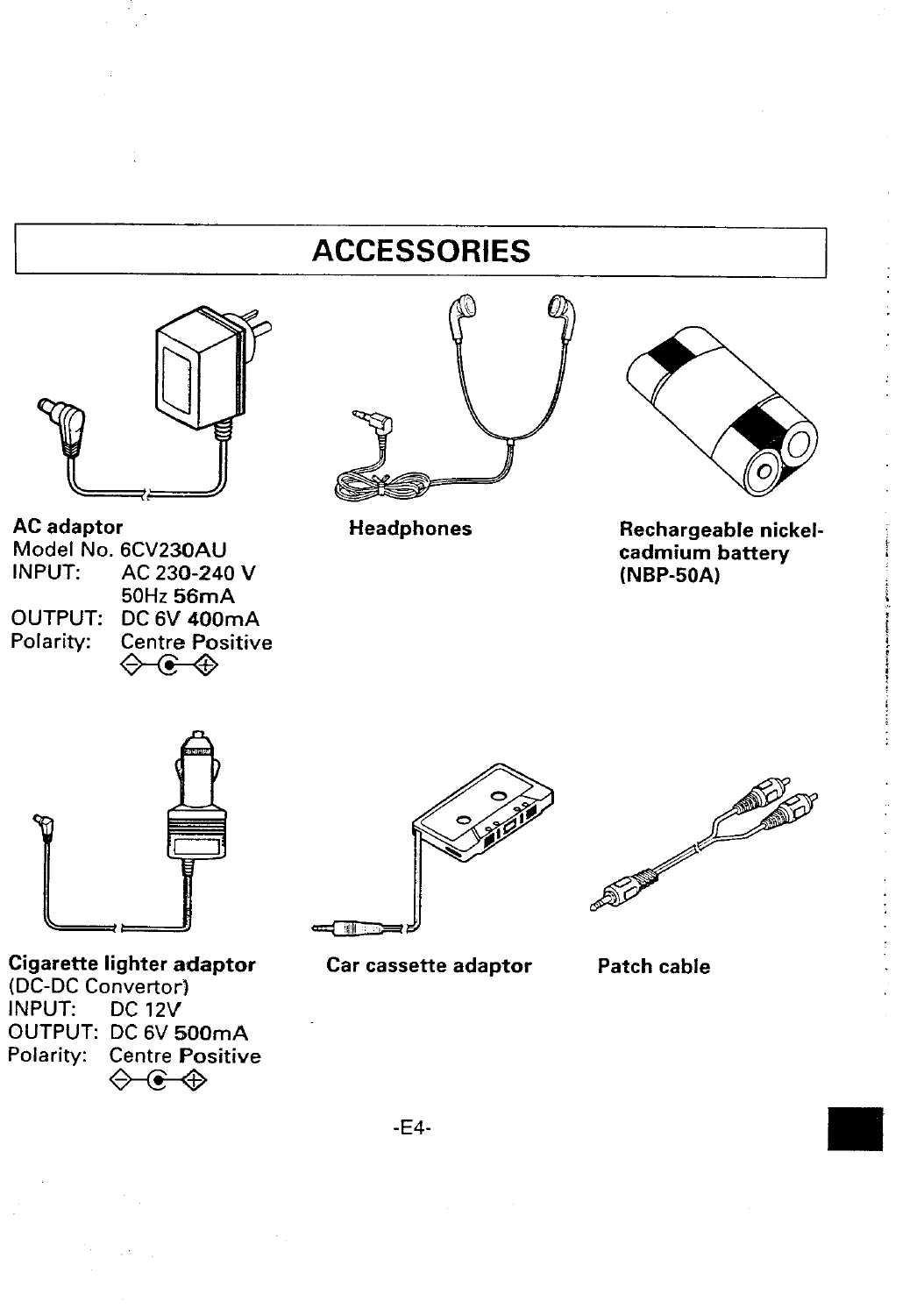# ACCESSORIES

**AC adaptor**
Model No. 6CV230AU
INPUT: AC 230-240 V
50Hz 56mA
OUTPUT: DC 6V 400mA
Polarity: Centre Positive

**Headphones**

**Rechargeable nickel-cadmium battery (NBP-50A)**

**Cigarette lighter adaptor**
(DC-DC Convertor)
INPUT: DC 12V
OUTPUT: DC 6V 500mA
Polarity: Centre Positive

**Car cassette adaptor**

**Patch cable**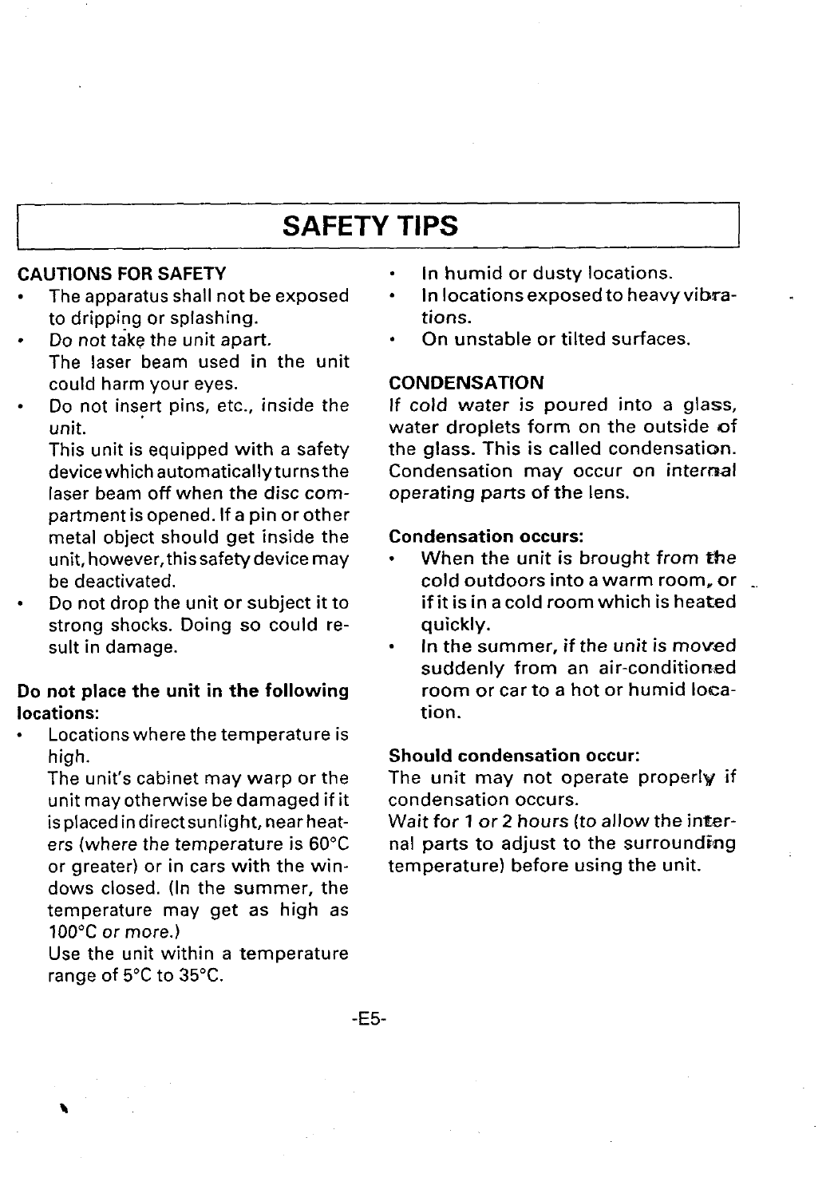# SAFETY TIPS

**CAUTIONS FOR SAFETY**

- The apparatus shall not be exposed to dripping or splashing.
- Do not take the unit apart.
  The laser beam used in the unit could harm your eyes.
- Do not insert pins, etc., inside the unit.
  This unit is equipped with a safety device which automatically turns the laser beam off when the disc compartment is opened. If a pin or other metal object should get inside the unit, however, this safety device may be deactivated.
- Do not drop the unit or subject it to strong shocks. Doing so could result in damage.

**Do not place the unit in the following locations:**

- Locations where the temperature is high.
  The unit's cabinet may warp or the unit may otherwise be damaged if it is placed in direct sunlight, near heaters (where the temperature is 60°C or greater) or in cars with the windows closed. (In the summer, the temperature may get as high as 100°C or more.)
  Use the unit within a temperature range of 5°C to 35°C.
- In humid or dusty locations.
- In locations exposed to heavy vibrations.
- On unstable or tilted surfaces.

**CONDENSATION**

If cold water is poured into a glass, water droplets form on the outside of the glass. This is called condensation. Condensation may occur on internal operating parts of the lens.

**Condensation occurs:**

- When the unit is brought from the cold outdoors into a warm room, or if it is in a cold room which is heated quickly.
- In the summer, if the unit is moved suddenly from an air-conditioned room or car to a hot or humid location.

**Should condensation occur:**

The unit may not operate properly if condensation occurs.
Wait for 1 or 2 hours (to allow the internal parts to adjust to the surrounding temperature) before using the unit.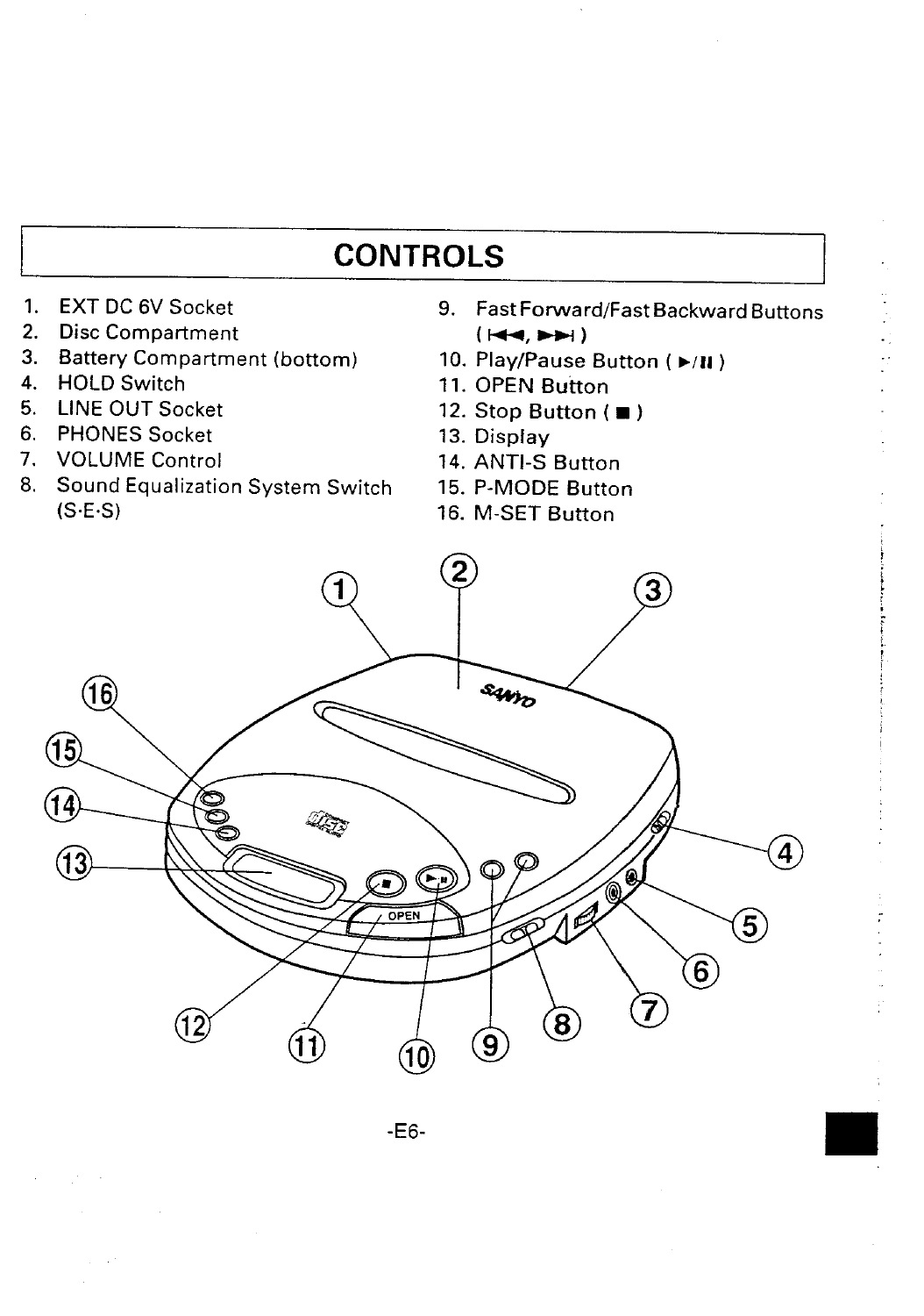# CONTROLS

1. EXT DC 6V Socket
2. Disc Compartment
3. Battery Compartment (bottom)
4. HOLD Switch
5. LINE OUT Socket
6. PHONES Socket
7. VOLUME Control
8. Sound Equalization System Switch (S·E·S)
9. Fast Forward/Fast Backward Buttons ( ⏮, ⏭ )
10. Play/Pause Button ( ►/❚❚ )
11. OPEN Button
12. Stop Button ( ■ )
13. Display
14. ANTI-S Button
15. P-MODE Button
16. M-SET Button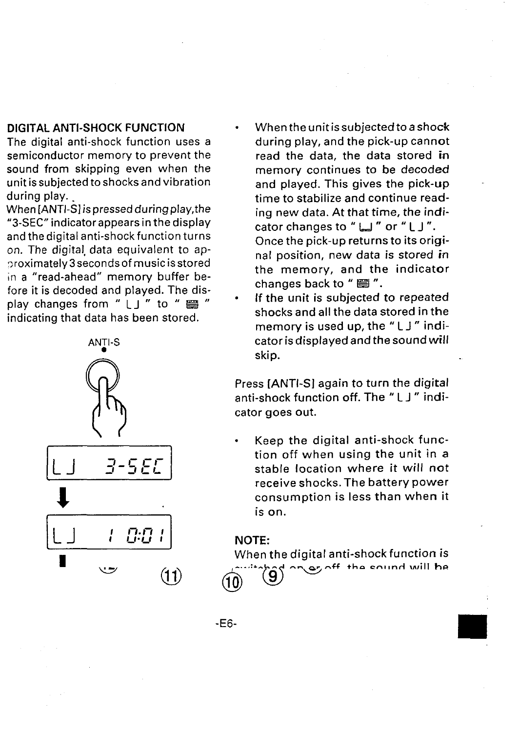## DIGITAL ANTI-SHOCK FUNCTION

The digital anti-shock function uses a semiconductor memory to prevent the sound from skipping even when the unit is subjected to shocks and vibration during play.

When [ANTI-S] is pressed during play, the "3-SEC" indicator appears in the display and the digital anti-shock function turns on. The digital data equivalent to approximately 3 seconds of music is stored in a "read-ahead" memory buffer before it is decoded and played. The display changes from " L J " to " ▤ " indicating that data has been stored.

ANTI-S

L J 3-SEC

L J 1 0:01

- When the unit is subjected to a shock during play, and the pick-up cannot read the data, the data stored in memory continues to be decoded and played. This gives the pick-up time to stabilize and continue reading new data. At that time, the indicator changes to " ⊔ " or " L J ". Once the pick-up returns to its original position, new data is stored in the memory, and the indicator changes back to " ▤ ".
- If the unit is subjected to repeated shocks and all the data stored in the memory is used up, the " L J " indicator is displayed and the sound will skip.

Press [ANTI-S] again to turn the digital anti-shock function off. The " L J " indicator goes out.

- Keep the digital anti-shock function off when using the unit in a stable location where it will not receive shocks. The battery power consumption is less than when it is on.

**NOTE:**

When the digital anti-shock function is switched on or off the sound will be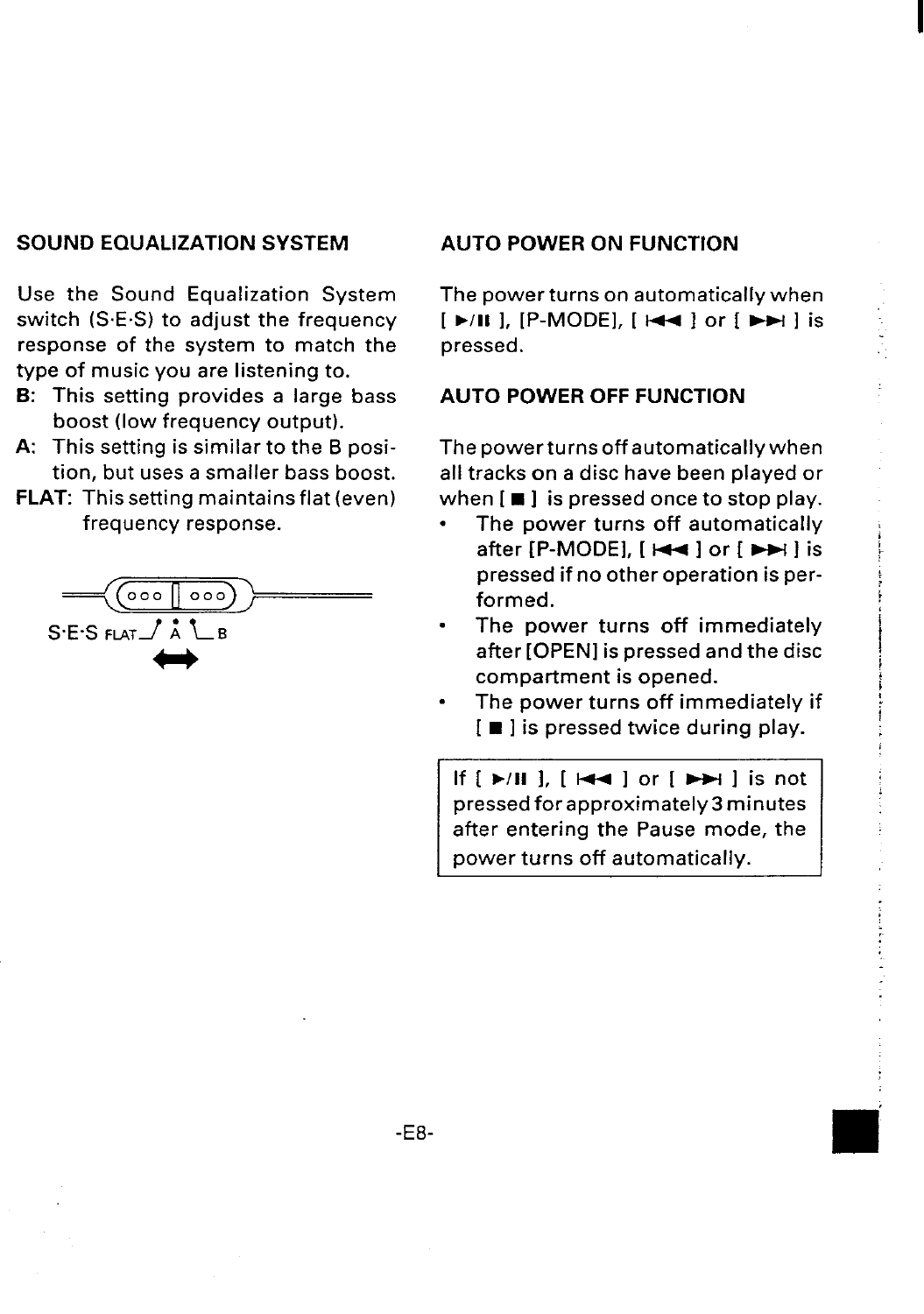## SOUND EQUALIZATION SYSTEM

Use the Sound Equalization System switch (S·E·S) to adjust the frequency response of the system to match the type of music you are listening to.

**B**: This setting provides a large bass boost (low frequency output).

**A**: This setting is similar to the B position, but uses a smaller bass boost.

**FLAT**: This setting maintains flat (even) frequency response.

S·E·S FLAT A B

## AUTO POWER ON FUNCTION

The power turns on automatically when [ ►/II ], [P-MODE], [ I◄◄ ] or [ ►►I ] is pressed.

## AUTO POWER OFF FUNCTION

The power turns off automatically when all tracks on a disc have been played or when [ ■ ] is pressed once to stop play.

- The power turns off automatically after [P-MODE], [ I◄◄ ] or [ ►►I ] is pressed if no other operation is performed.
- The power turns off immediately after [OPEN] is pressed and the disc compartment is opened.
- The power turns off immediately if [ ■ ] is pressed twice during play.

If [ ►/II ], [ I◄◄ ] or [ ►►I ] is not pressed for approximately 3 minutes after entering the Pause mode, the power turns off automatically.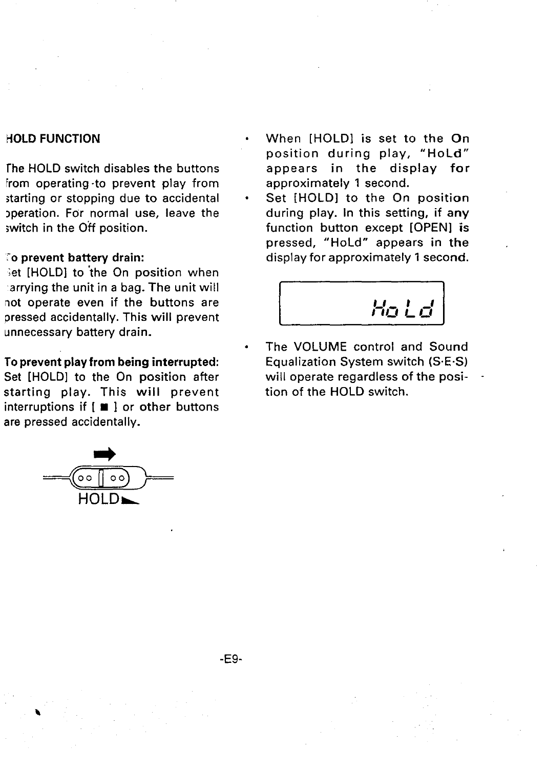## HOLD FUNCTION

The HOLD switch disables the buttons from operating to prevent play from starting or stopping due to accidental operation. For normal use, leave the switch in the Off position.

**To prevent battery drain:**
Set [HOLD] to the On position when carrying the unit in a bag. The unit will not operate even if the buttons are pressed accidentally. This will prevent unnecessary battery drain.

**To prevent play from being interrupted:**
Set [HOLD] to the On position after starting play. This will prevent interruptions if [ ■ ] or other buttons are pressed accidentally.

HOLD

- When [HOLD] is set to the On position during play, "HoLd" appears in the display for approximately 1 second.
- Set [HOLD] to the On position during play. In this setting, if any function button except [OPEN] is pressed, "HoLd" appears in the display for approximately 1 second.

HoLd

- The VOLUME control and Sound Equalization System switch (S·E·S) will operate regardless of the position of the HOLD switch.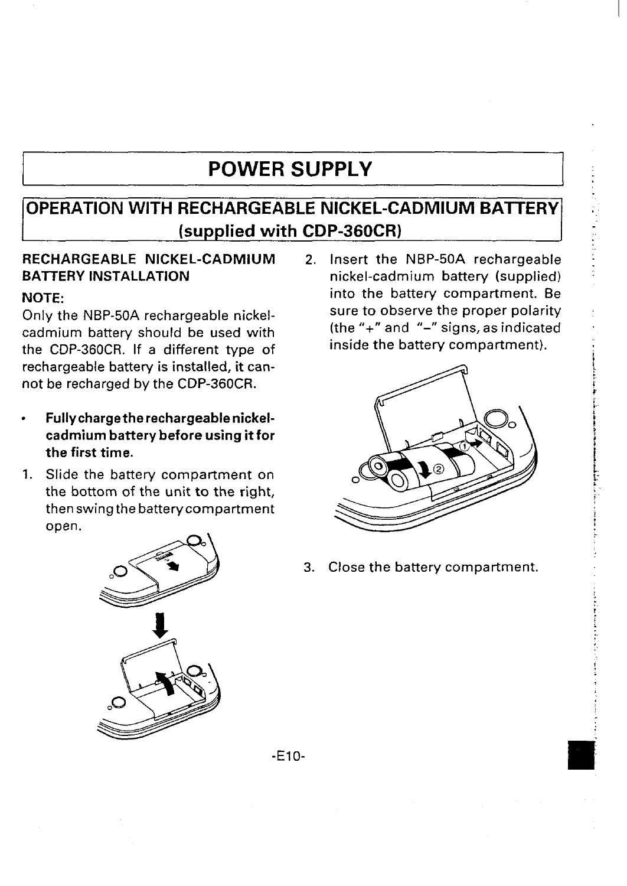# POWER SUPPLY

## OPERATION WITH RECHARGEABLE NICKEL-CADMIUM BATTERY (supplied with CDP-360CR)

### RECHARGEABLE NICKEL-CADMIUM BATTERY INSTALLATION

NOTE:

Only the NBP-50A rechargeable nickel-cadmium battery should be used with the CDP-360CR. If a different type of rechargeable battery is installed, it cannot be recharged by the CDP-360CR.

- **Fully charge the rechargeable nickel-cadmium battery before using it for the first time.**

1. Slide the battery compartment on the bottom of the unit to the right, then swing the battery compartment open.

2. Insert the NBP-50A rechargeable nickel-cadmium battery (supplied) into the battery compartment. Be sure to observe the proper polarity (the "+" and "−" signs, as indicated inside the battery compartment).

3. Close the battery compartment.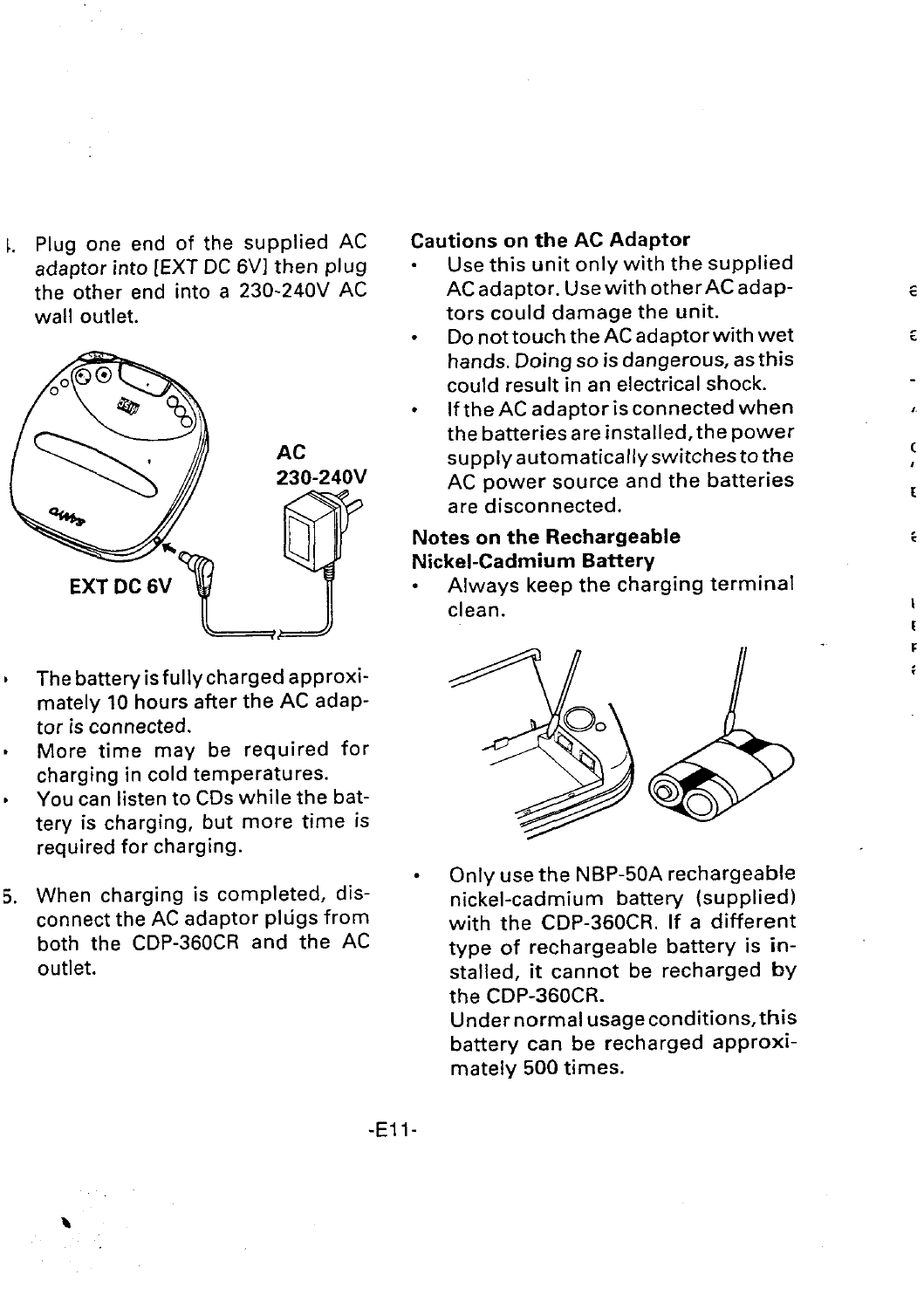4. Plug one end of the supplied AC adaptor into [EXT DC 6V] then plug the other end into a 230-240V AC wall outlet.

AC 230-240V

EXT DC 6V

- The battery is fully charged approximately 10 hours after the AC adaptor is connected.
- More time may be required for charging in cold temperatures.
- You can listen to CDs while the battery is charging, but more time is required for charging.

5. When charging is completed, disconnect the AC adaptor plugs from both the CDP-360CR and the AC outlet.

**Cautions on the AC Adaptor**

- Use this unit only with the supplied AC adaptor. Use with other AC adaptors could damage the unit.
- Do not touch the AC adaptor with wet hands. Doing so is dangerous, as this could result in an electrical shock.
- If the AC adaptor is connected when the batteries are installed, the power supply automatically switches to the AC power source and the batteries are disconnected.

**Notes on the Rechargeable Nickel-Cadmium Battery**

- Always keep the charging terminal clean.
- Only use the NBP-50A rechargeable nickel-cadmium battery (supplied) with the CDP-360CR. If a different type of rechargeable battery is installed, it cannot be recharged by the CDP-360CR.
  Under normal usage conditions, this battery can be recharged approximately 500 times.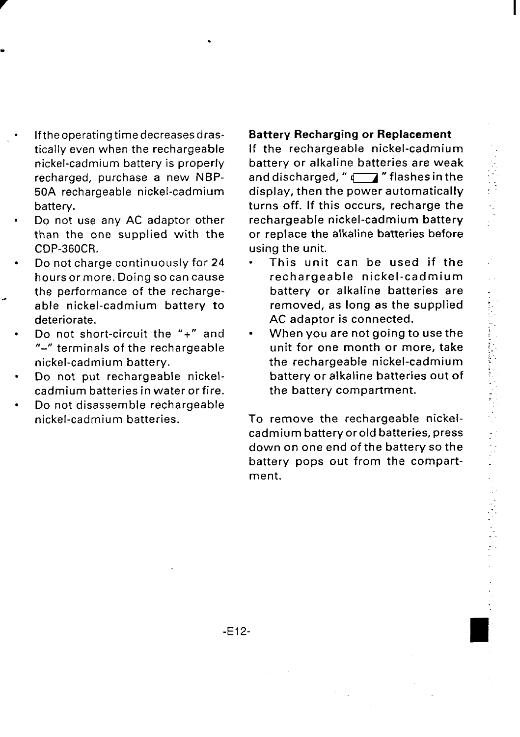- If the operating time decreases drastically even when the rechargeable nickel-cadmium battery is properly recharged, purchase a new NBP-50A rechargeable nickel-cadmium battery.
- Do not use any AC adaptor other than the one supplied with the CDP-360CR.
- Do not charge continuously for 24 hours or more. Doing so can cause the performance of the rechargeable nickel-cadmium battery to deteriorate.
- Do not short-circuit the "+" and "–" terminals of the rechargeable nickel-cadmium battery.
- Do not put rechargeable nickel-cadmium batteries in water or fire.
- Do not disassemble rechargeable nickel-cadmium batteries.

**Battery Recharging or Replacement**

If the rechargeable nickel-cadmium battery or alkaline batteries are weak and discharged, " ▭ " flashes in the display, then the power automatically turns off. If this occurs, recharge the rechargeable nickel-cadmium battery or replace the alkaline batteries before using the unit.

- This unit can be used if the rechargeable nickel-cadmium battery or alkaline batteries are removed, as long as the supplied AC adaptor is connected.
- When you are not going to use the unit for one month or more, take the rechargeable nickel-cadmium battery or alkaline batteries out of the battery compartment.

To remove the rechargeable nickel-cadmium battery or old batteries, press down on one end of the battery so the battery pops out from the compartment.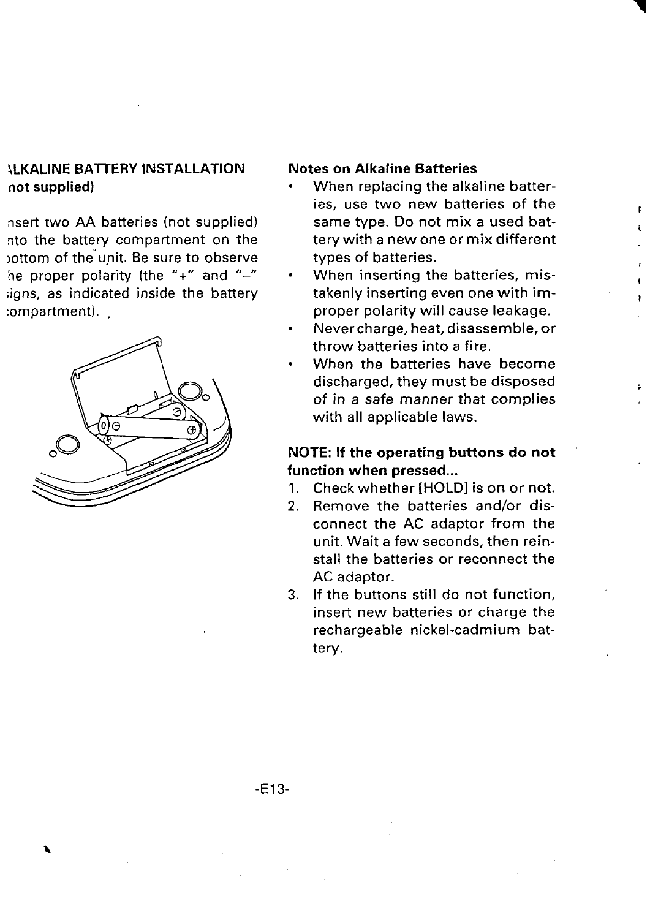## ALKALINE BATTERY INSTALLATION (not supplied)

Insert two AA batteries (not supplied) into the battery compartment on the bottom of the unit. Be sure to observe the proper polarity (the "+" and "–" signs, as indicated inside the battery compartment).

### Notes on Alkaline Batteries

- When replacing the alkaline batteries, use two new batteries of the same type. Do not mix a used battery with a new one or mix different types of batteries.
- When inserting the batteries, mistakenly inserting even one with improper polarity will cause leakage.
- Never charge, heat, disassemble, or throw batteries into a fire.
- When the batteries have become discharged, they must be disposed of in a safe manner that complies with all applicable laws.

**NOTE: If the operating buttons do not function when pressed...**

1. Check whether [HOLD] is on or not.
2. Remove the batteries and/or disconnect the AC adaptor from the unit. Wait a few seconds, then reinstall the batteries or reconnect the AC adaptor.
3. If the buttons still do not function, insert new batteries or charge the rechargeable nickel-cadmium battery.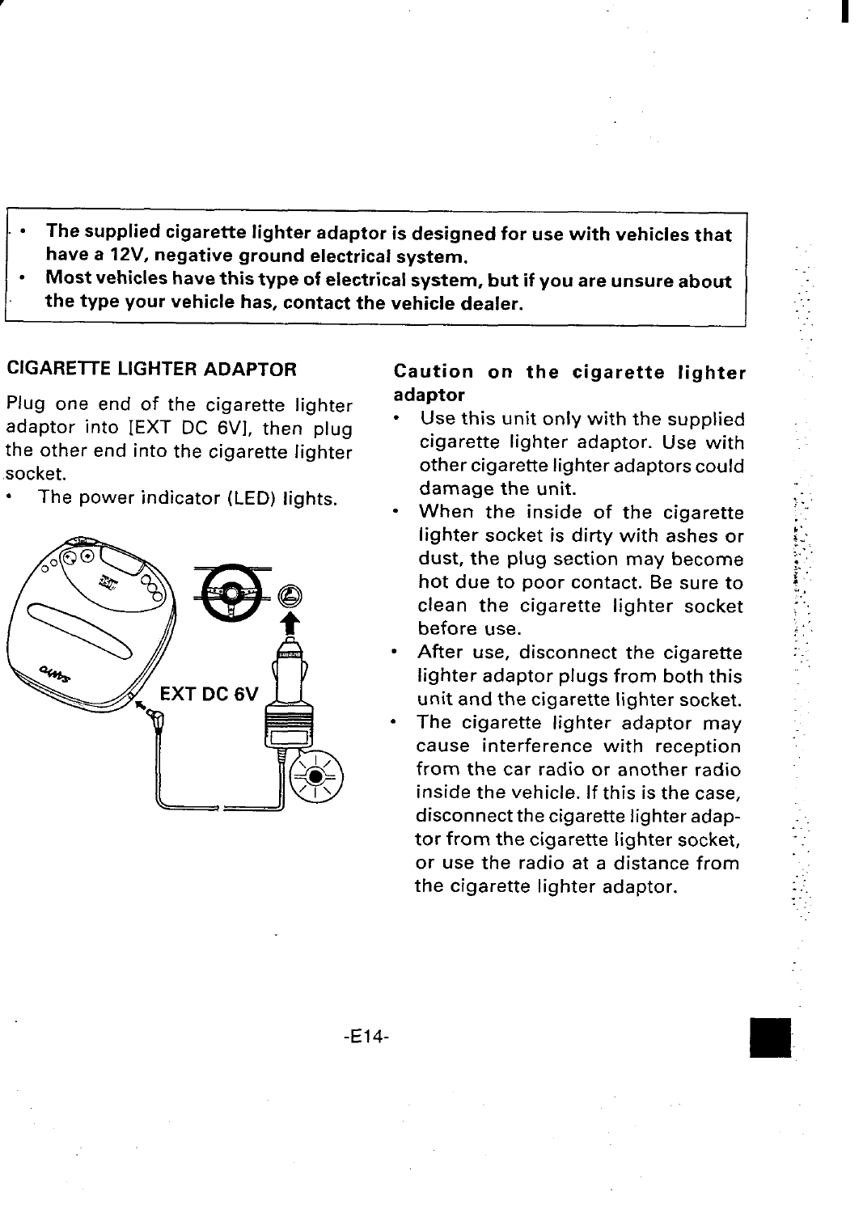- **The supplied cigarette lighter adaptor is designed for use with vehicles that have a 12V, negative ground electrical system.**
- **Most vehicles have this type of electrical system, but if you are unsure about the type your vehicle has, contact the vehicle dealer.**

## CIGARETTE LIGHTER ADAPTOR

Plug one end of the cigarette lighter adaptor into [EXT DC 6V], then plug the other end into the cigarette lighter socket.

- The power indicator (LED) lights.

EXT DC 6V

### Caution on the cigarette lighter adaptor

- Use this unit only with the supplied cigarette lighter adaptor. Use with other cigarette lighter adaptors could damage the unit.
- When the inside of the cigarette lighter socket is dirty with ashes or dust, the plug section may become hot due to poor contact. Be sure to clean the cigarette lighter socket before use.
- After use, disconnect the cigarette lighter adaptor plugs from both this unit and the cigarette lighter socket.
- The cigarette lighter adaptor may cause interference with reception from the car radio or another radio inside the vehicle. If this is the case, disconnect the cigarette lighter adaptor from the cigarette lighter socket, or use the radio at a distance from the cigarette lighter adaptor.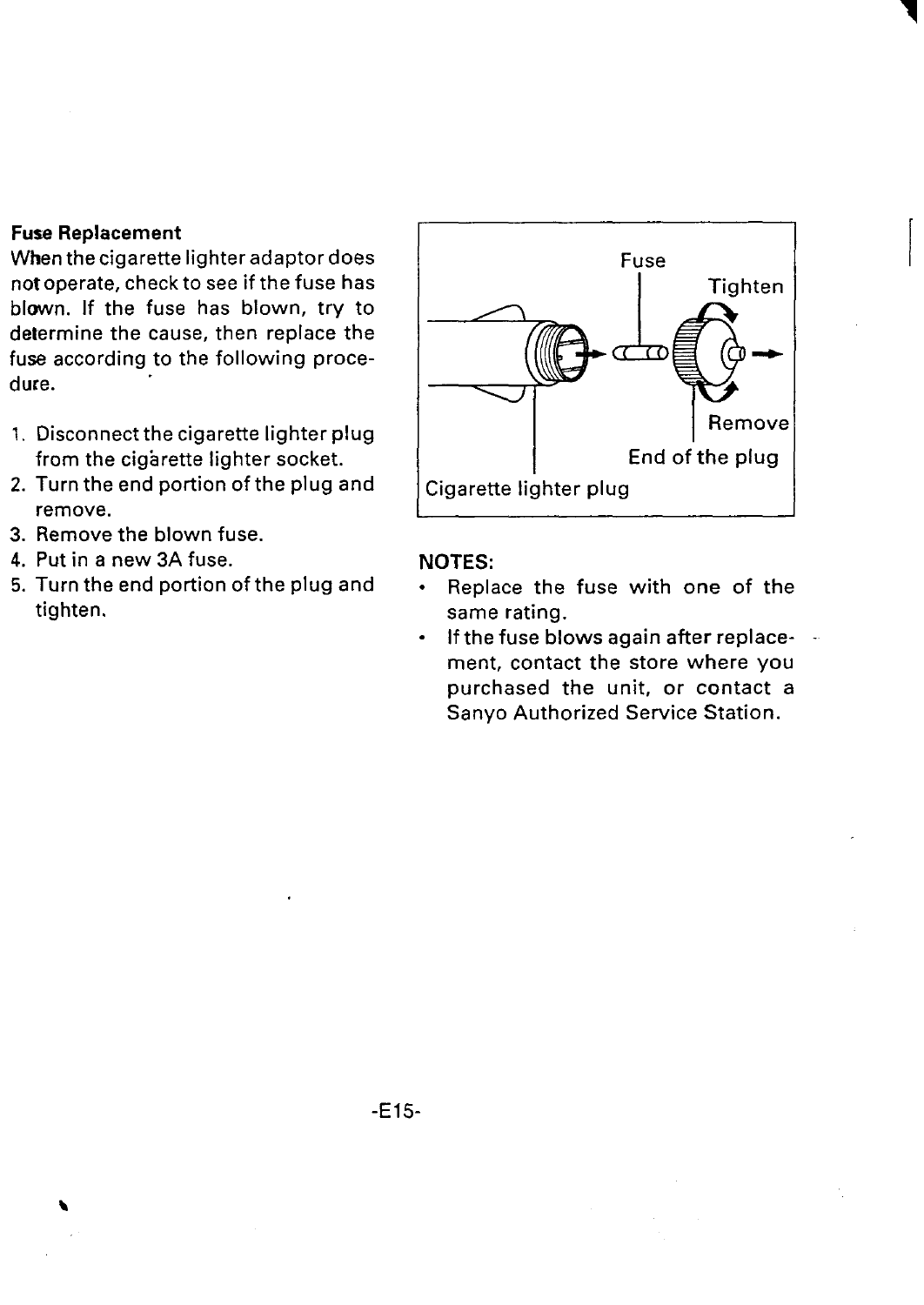**Fuse Replacement**

When the cigarette lighter adaptor does not operate, check to see if the fuse has blown. If the fuse has blown, try to determine the cause, then replace the fuse according to the following procedure.

1. Disconnect the cigarette lighter plug from the cigarette lighter socket.
2. Turn the end portion of the plug and remove.
3. Remove the blown fuse.
4. Put in a new 3A fuse.
5. Turn the end portion of the plug and tighten.

Fuse

Tighten

Remove

End of the plug

Cigarette lighter plug

**NOTES:**

- Replace the fuse with one of the same rating.
- If the fuse blows again after replacement, contact the store where you purchased the unit, or contact a Sanyo Authorized Service Station.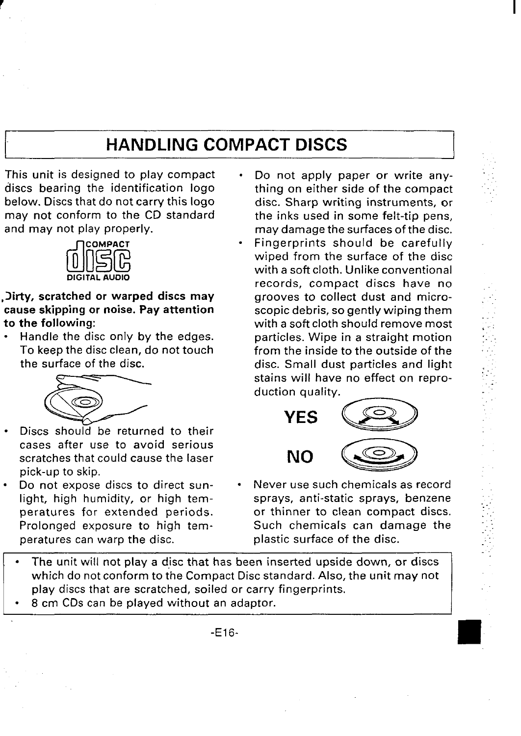# HANDLING COMPACT DISCS

This unit is designed to play compact discs bearing the identification logo below. Discs that do not carry this logo may not conform to the CD standard and may not play properly.

COMPACT
disc
DIGITAL AUDIO

**Dirty, scratched or warped discs may cause skipping or noise. Pay attention to the following:**

- Handle the disc only by the edges. To keep the disc clean, do not touch the surface of the disc.
- Discs should be returned to their cases after use to avoid serious scratches that could cause the laser pick-up to skip.
- Do not expose discs to direct sunlight, high humidity, or high temperatures for extended periods. Prolonged exposure to high temperatures can warp the disc.
- Do not apply paper or write anything on either side of the compact disc. Sharp writing instruments, or the inks used in some felt-tip pens, may damage the surfaces of the disc.
- Fingerprints should be carefully wiped from the surface of the disc with a soft cloth. Unlike conventional records, compact discs have no grooves to collect dust and microscopic debris, so gently wiping them with a soft cloth should remove most particles. Wipe in a straight motion from the inside to the outside of the disc. Small dust particles and light stains will have no effect on reproduction quality.

YES

NO

- Never use such chemicals as record sprays, anti-static sprays, benzene or thinner to clean compact discs. Such chemicals can damage the plastic surface of the disc.

---

- The unit will not play a disc that has been inserted upside down, or discs which do not conform to the Compact Disc standard. Also, the unit may not play discs that are scratched, soiled or carry fingerprints.
- 8 cm CDs can be played without an adaptor.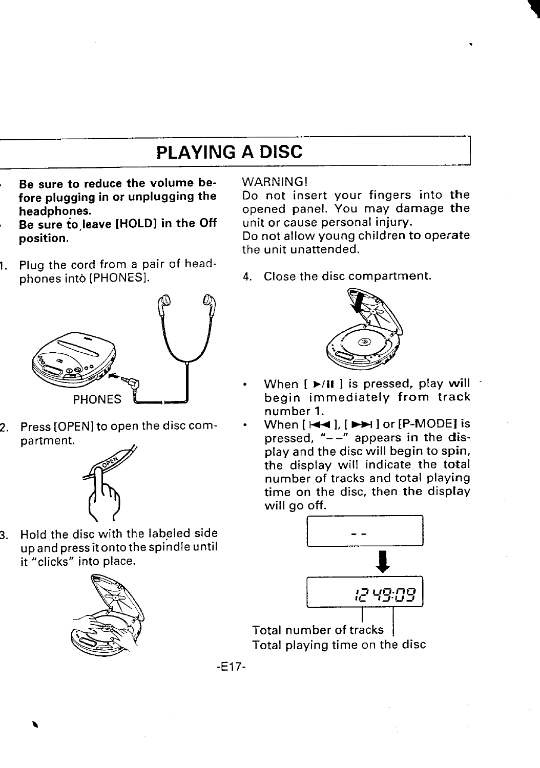# PLAYING A DISC

- **Be sure to reduce the volume before plugging in or unplugging the headphones.**
- **Be sure to leave [HOLD] in the Off position.**

1. Plug the cord from a pair of headphones into [PHONES].

PHONES

2. Press [OPEN] to open the disc compartment.

3. Hold the disc with the labeled side up and press it onto the spindle until it "clicks" into place.

WARNING!
Do not insert your fingers into the opened panel. You may damage the unit or cause personal injury.
Do not allow young children to operate the unit unattended.

4. Close the disc compartment.

- When [ ►/II ] is pressed, play will begin immediately from track number 1.
- When [ |◄◄ ], [ ►►| ] or [P-MODE] is pressed, "– –" appears in the display and the disc will begin to spin, the display will indicate the total number of tracks and total playing time on the disc, then the display will go off.

- -

12 49:09

Total number of tracks
Total playing time on the disc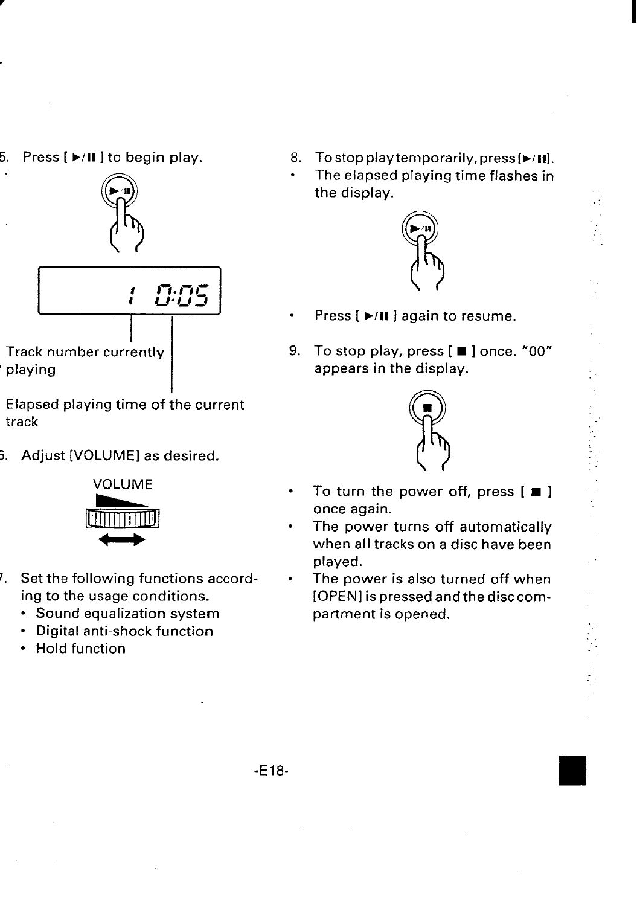5. Press [ ►/II ] to begin play.

1 0:05

Track number currently playing

Elapsed playing time of the current track

6. Adjust [VOLUME] as desired.

VOLUME

7. Set the following functions according to the usage conditions.
   - Sound equalization system
   - Digital anti-shock function
   - Hold function

8. To stop play temporarily, press [►/II].
   - The elapsed playing time flashes in the display.

- Press [ ►/II ] again to resume.

9. To stop play, press [ ■ ] once. "00" appears in the display.

- To turn the power off, press [ ■ ] once again.
- The power turns off automatically when all tracks on a disc have been played.
- The power is also turned off when [OPEN] is pressed and the disc compartment is opened.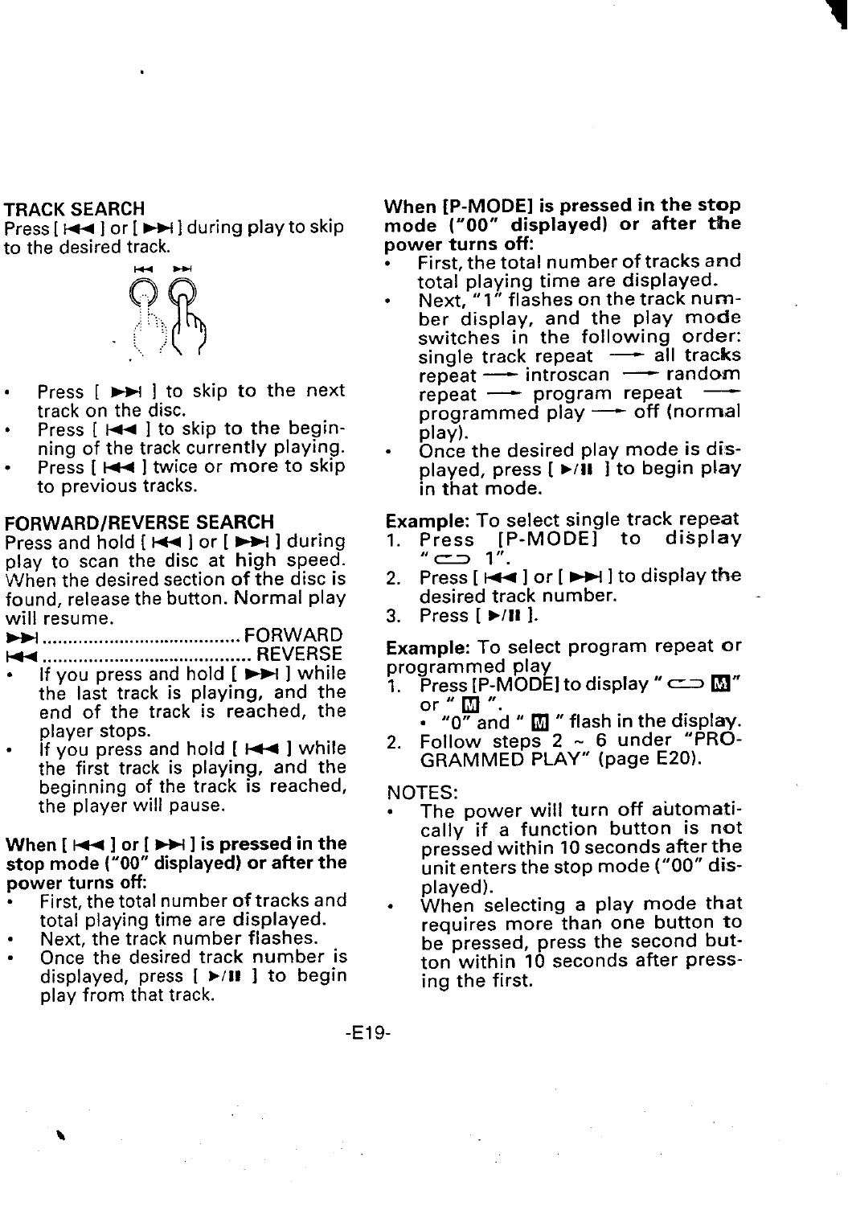## TRACK SEARCH

Press [ |◄◄ ] or [ ►►| ] during play to skip to the desired track.

- Press [ ►►| ] to skip to the next track on the disc.
- Press [ |◄◄ ] to skip to the beginning of the track currently playing.
- Press [ |◄◄ ] twice or more to skip to previous tracks.

## FORWARD/REVERSE SEARCH

Press and hold [ |◄◄ ] or [ ►►| ] during play to scan the disc at high speed. When the desired section of the disc is found, release the button. Normal play will resume.

►►| .......................................... FORWARD
|◄◄ .......................................... REVERSE

- If you press and hold [ ►►| ] while the last track is playing, and the end of the track is reached, the player stops.
- If you press and hold [ |◄◄ ] while the first track is playing, and the beginning of the track is reached, the player will pause.

**When [ |◄◄ ] or [ ►►| ] is pressed in the stop mode ("00" displayed) or after the power turns off:**

- First, the total number of tracks and total playing time are displayed.
- Next, the track number flashes.
- Once the desired track number is displayed, press [ ►/II ] to begin play from that track.

**When [P-MODE] is pressed in the stop mode ("00" displayed) or after the power turns off:**

- First, the total number of tracks and total playing time are displayed.
- Next, "1" flashes on the track number display, and the play mode switches in the following order: single track repeat → all tracks repeat → introscan → random repeat → program repeat → programmed play → off (normal play).
- Once the desired play mode is displayed, press [ ►/II ] to begin play in that mode.

**Example:** To select single track repeat

1. Press [P-MODE] to display "⊂⊃ 1".
2. Press [ |◄◄ ] or [ ►►| ] to display the desired track number.
3. Press [ ►/II ].

**Example:** To select program repeat or programmed play

1. Press [P-MODE] to display "⊂⊃ M" or " M ".
   - "0" and " M " flash in the display.
2. Follow steps 2 ~ 6 under "PROGRAMMED PLAY" (page E20).

NOTES:

- The power will turn off automatically if a function button is not pressed within 10 seconds after the unit enters the stop mode ("00" displayed).
- When selecting a play mode that requires more than one button to be pressed, press the second button within 10 seconds after pressing the first.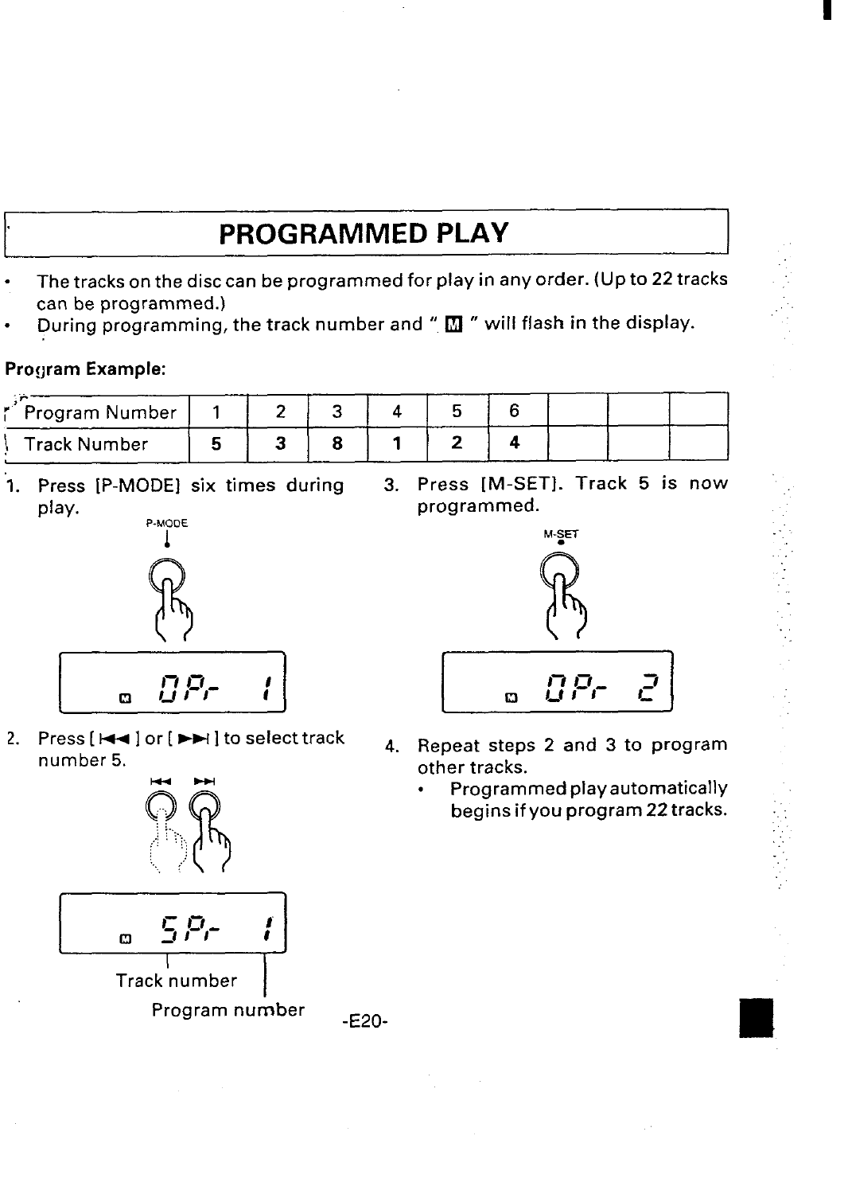# PROGRAMMED PLAY

- The tracks on the disc can be programmed for play in any order. (Up to 22 tracks can be programmed.)
- During programming, the track number and " M " will flash in the display.

**Program Example:**

| Program Number | 1 | 2 | 3 | 4 | 5 | 6 | | | |
|---|---|---|---|---|---|---|---|---|---|
| Track Number | **5** | **3** | **8** | **1** | **2** | **4** | | | |

1. Press [P-MODE] six times during play.

   P-MODE

   M 0Pr- 1

2. Press [ ⏮ ] or [ ⏭ ] to select track number 5.

   M 5Pr- 1

   Track number

   Program number

3. Press [M-SET]. Track 5 is now programmed.

   M-SET

   M 0Pr- 2

4. Repeat steps 2 and 3 to program other tracks.
   - Programmed play automatically begins if you program 22 tracks.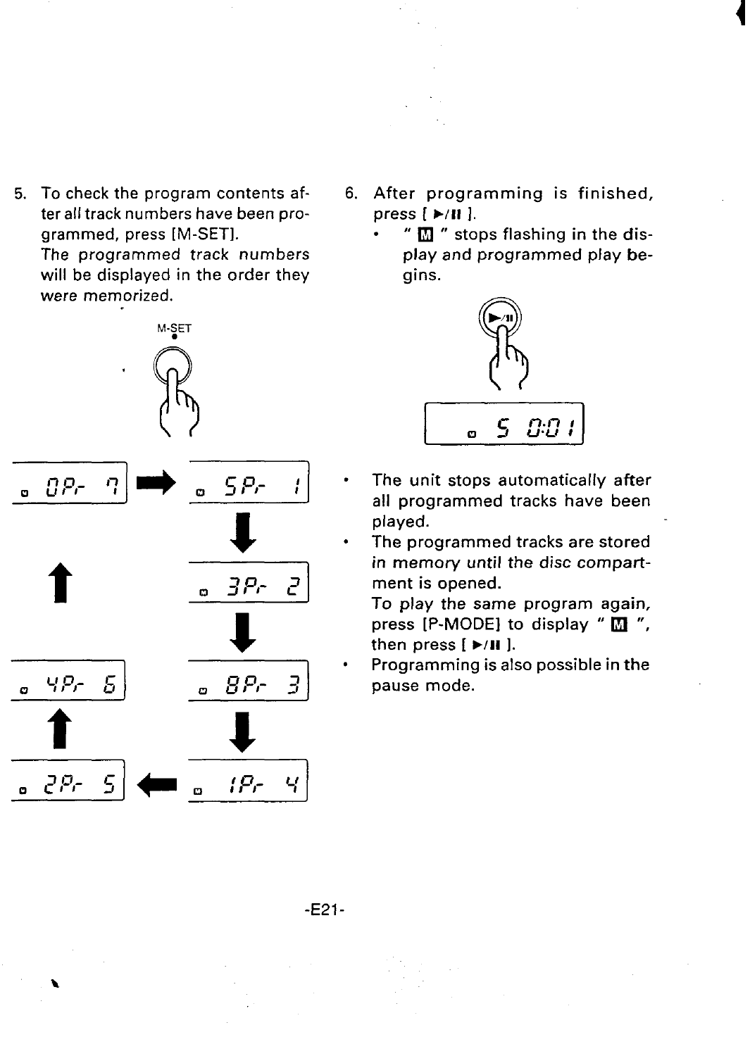5. To check the program contents after all track numbers have been programmed, press [M-SET].
   The programmed track numbers will be displayed in the order they were memorized.

M-SET

6. After programming is finished, press [ ►/II ].
   - " M " stops flashing in the display and programmed play begins.

- The unit stops automatically after all programmed tracks have been played.
- The programmed tracks are stored in memory until the disc compartment is opened.
  To play the same program again, press [P-MODE] to display " M ", then press [ ►/II ].
- Programming is also possible in the pause mode.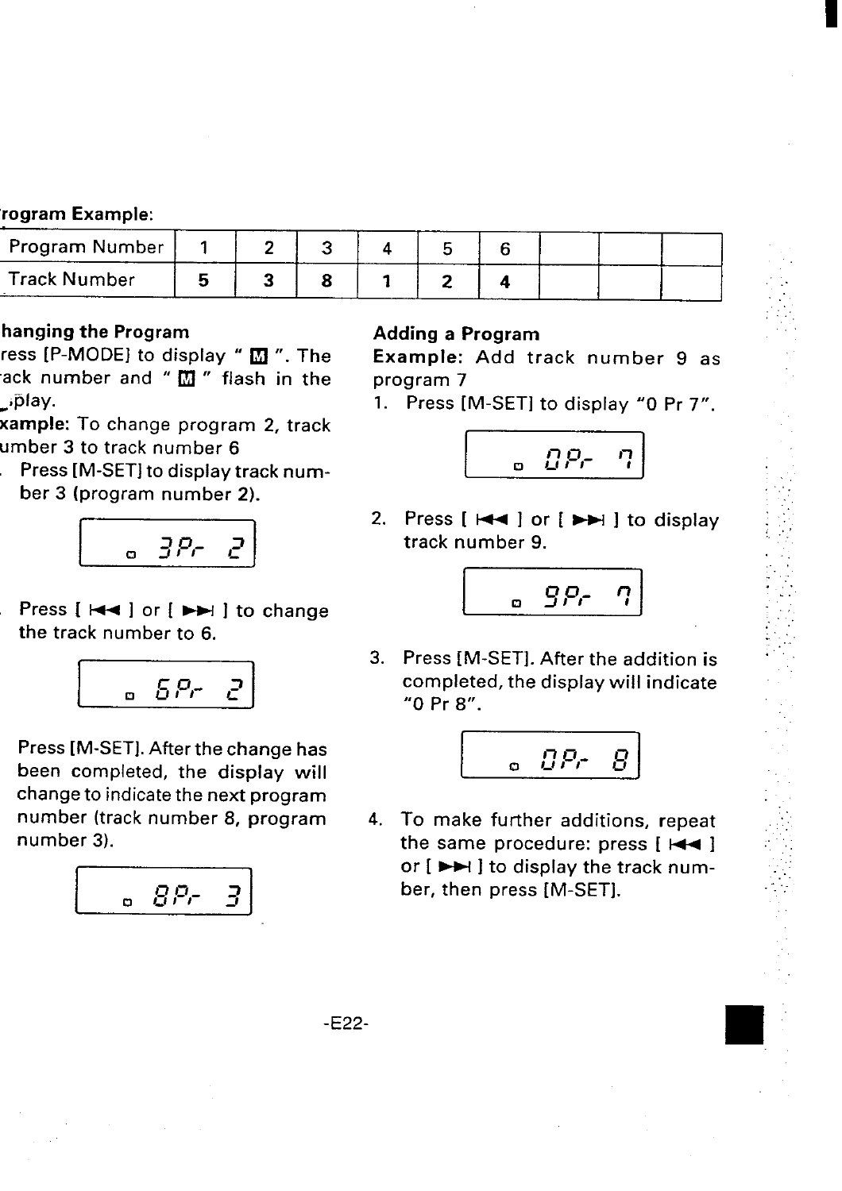**Program Example:**

| Program Number | 1 | 2 | 3 | 4 | 5 | 6 | | | |
|---|---|---|---|---|---|---|---|---|---|
| Track Number | **5** | **3** | **8** | **1** | **2** | **4** | | | |

**Changing the Program**

Press [P-MODE] to display " M ". The track number and " M " flash in the display.

**Example:** To change program 2, track number 3 to track number 6

1. Press [M-SET] to display track number 3 (program number 2).

   ```
   3Pr 2
   ```

2. Press [ ⏮ ] or [ ⏭ ] to change the track number to 6.

   ```
   6Pr 2
   ```

3. Press [M-SET]. After the change has been completed, the display will change to indicate the next program number (track number 8, program number 3).

   ```
   8Pr 3
   ```

**Adding a Program**

**Example:** Add track number 9 as program 7

1. Press [M-SET] to display "0 Pr 7".

   ```
   0Pr 7
   ```

2. Press [ ⏮ ] or [ ⏭ ] to display track number 9.

   ```
   9Pr 7
   ```

3. Press [M-SET]. After the addition is completed, the display will indicate "0 Pr 8".

   ```
   0Pr 8
   ```

4. To make further additions, repeat the same procedure: press [ ⏮ ] or [ ⏭ ] to display the track number, then press [M-SET].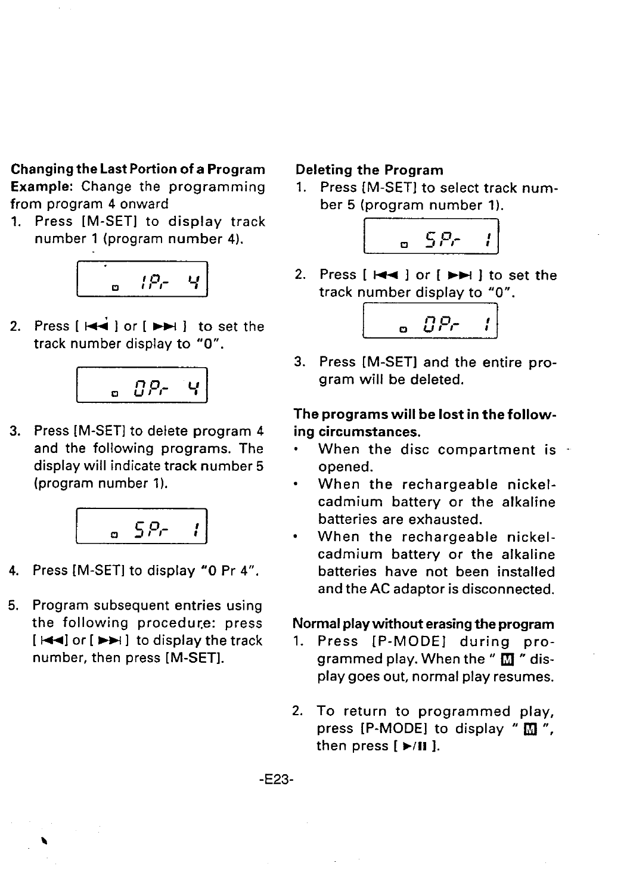**Changing the Last Portion of a Program**

**Example:** Change the programming from program 4 onward

1. Press [M-SET] to display track number 1 (program number 4).

   ```
   ▫ 1Pr 4
   ```

2. Press [ ⏮ ] or [ ⏭ ] to set the track number display to "0".

   ```
   ▫ 0Pr 4
   ```

3. Press [M-SET] to delete program 4 and the following programs. The display will indicate track number 5 (program number 1).

   ```
   ▫ 5Pr 1
   ```

4. Press [M-SET] to display "0 Pr 4".

5. Program subsequent entries using the following procedure: press [ ⏮ ] or [ ⏭ ] to display the track number, then press [M-SET].

**Deleting the Program**

1. Press [M-SET] to select track number 5 (program number 1).

   ```
   ▫ 5Pr 1
   ```

2. Press [ ⏮ ] or [ ⏭ ] to set the track number display to "0".

   ```
   ▫ 0Pr 1
   ```

3. Press [M-SET] and the entire program will be deleted.

**The programs will be lost in the following circumstances.**

- When the disc compartment is opened.
- When the rechargeable nickel-cadmium battery or the alkaline batteries are exhausted.
- When the rechargeable nickel-cadmium battery or the alkaline batteries have not been installed and the AC adaptor is disconnected.

**Normal play without erasing the program**

1. Press [P-MODE] during programmed play. When the " M " display goes out, normal play resumes.

2. To return to programmed play, press [P-MODE] to display " M ", then press [ ►/II ].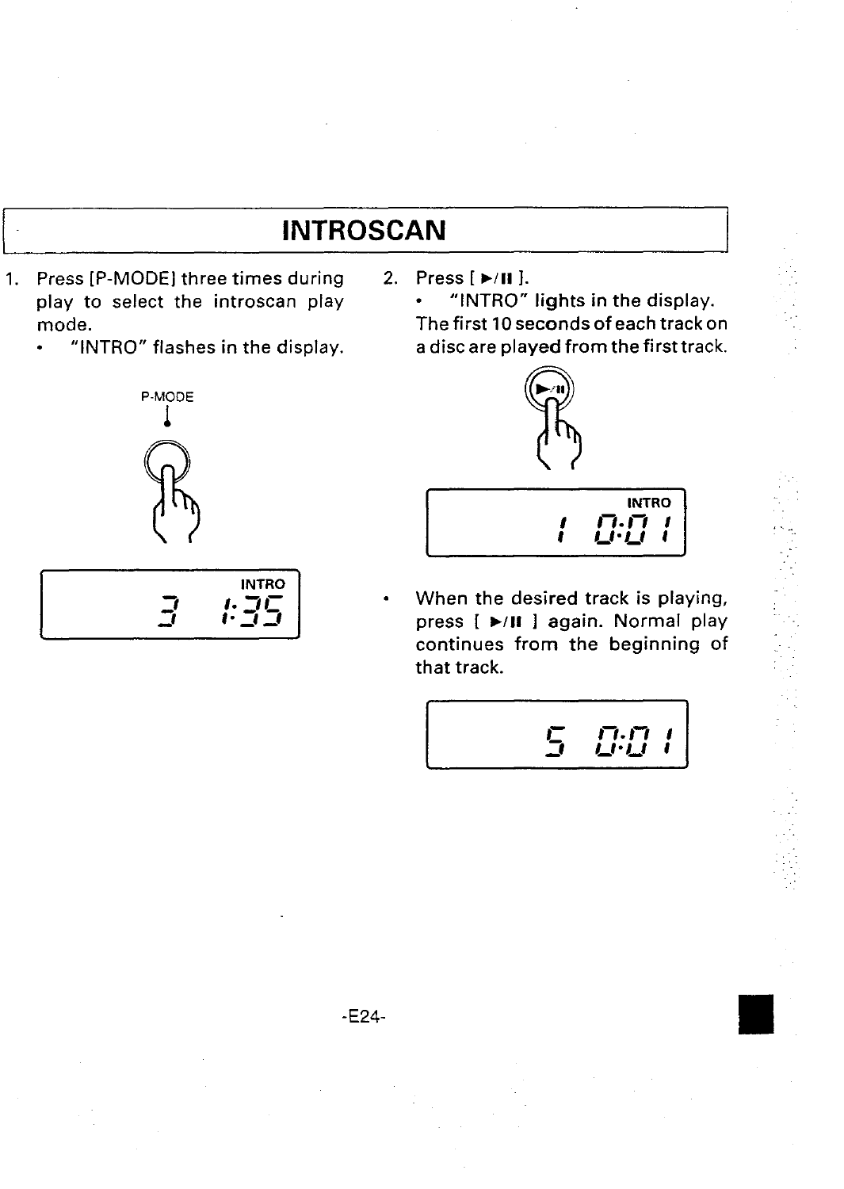# INTROSCAN

1. Press [P-MODE] three times during play to select the introscan play mode.
   - "INTRO" flashes in the display.

P-MODE

INTRO
3 1:35

2. Press [ ►/II ].
   - "INTRO" lights in the display.

   The first 10 seconds of each track on a disc are played from the first track.

INTRO
1 0:01

- When the desired track is playing, press [ ►/II ] again. Normal play continues from the beginning of that track.

5 0:01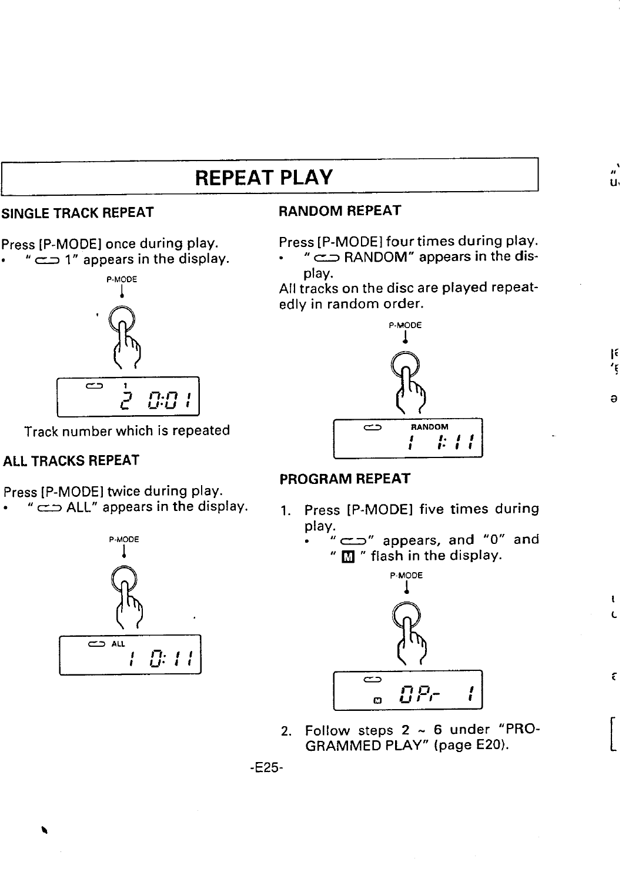# REPEAT PLAY

## SINGLE TRACK REPEAT

Press [P-MODE] once during play.

- " ⊂⊃ 1" appears in the display.

P-MODE

⊂⊃ 1
2 0:01

Track number which is repeated

## ALL TRACKS REPEAT

Press [P-MODE] twice during play.

- " ⊂⊃ ALL" appears in the display.

P-MODE

⊂⊃ ALL
1 0:11

## RANDOM REPEAT

Press [P-MODE] four times during play.

- " ⊂⊃ RANDOM" appears in the display.

All tracks on the disc are played repeatedly in random order.

P-MODE

⊂⊃ RANDOM
1 1:11

## PROGRAM REPEAT

1. Press [P-MODE] five times during play.
   - " ⊂⊃" appears, and "0" and " M " flash in the display.

P-MODE

⊂⊃
M 0P- 1

2. Follow steps 2 ~ 6 under "PROGRAMMED PLAY" (page E20).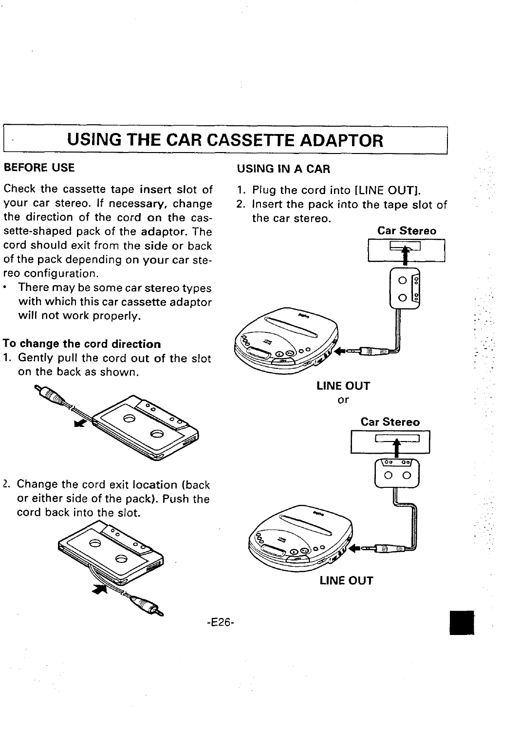# USING THE CAR CASSETTE ADAPTOR

## BEFORE USE

Check the cassette tape insert slot of your car stereo. If necessary, change the direction of the cord on the cassette-shaped pack of the adaptor. The cord should exit from the side or back of the pack depending on your car stereo configuration.

- There may be some car stereo types with which this car cassette adaptor will not work properly.

**To change the cord direction**

1. Gently pull the cord out of the slot on the back as shown.
2. Change the cord exit location (back or either side of the pack). Push the cord back into the slot.

## USING IN A CAR

1. Plug the cord into [LINE OUT].
2. Insert the pack into the tape slot of the car stereo.

**Car Stereo**

**LINE OUT**

or

**Car Stereo**

**LINE OUT**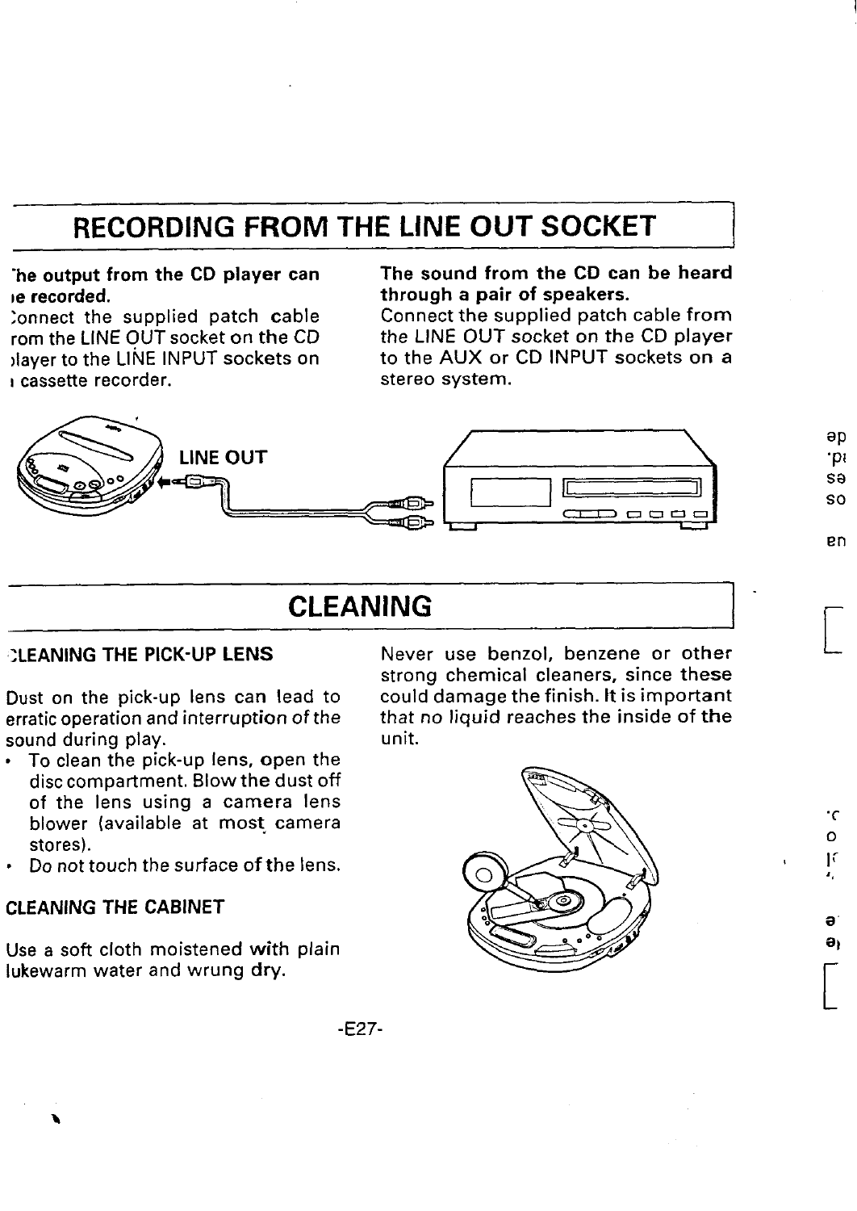# RECORDING FROM THE LINE OUT SOCKET

**'he output from the CD player can ıe recorded.**

:onnect the supplied patch cable rom the LINE OUT socket on the CD ılayer to the LINE INPUT sockets on ı cassette recorder.

**The sound from the CD can be heard through a pair of speakers.**

Connect the supplied patch cable from the LINE OUT socket on the CD player to the AUX or CD INPUT sockets on a stereo system.

LINE OUT

# CLEANING

## :LEANING THE PICK-UP LENS

Dust on the pick-up lens can lead to erratic operation and interruption of the sound during play.

- To clean the pick-up lens, open the disc compartment. Blow the dust off of the lens using a camera lens blower (available at most camera stores).
- Do not touch the surface of the lens.

## CLEANING THE CABINET

Use a soft cloth moistened with plain lukewarm water and wrung dry.

Never use benzol, benzene or other strong chemical cleaners, since these could damage the finish. It is important that no liquid reaches the inside of the unit.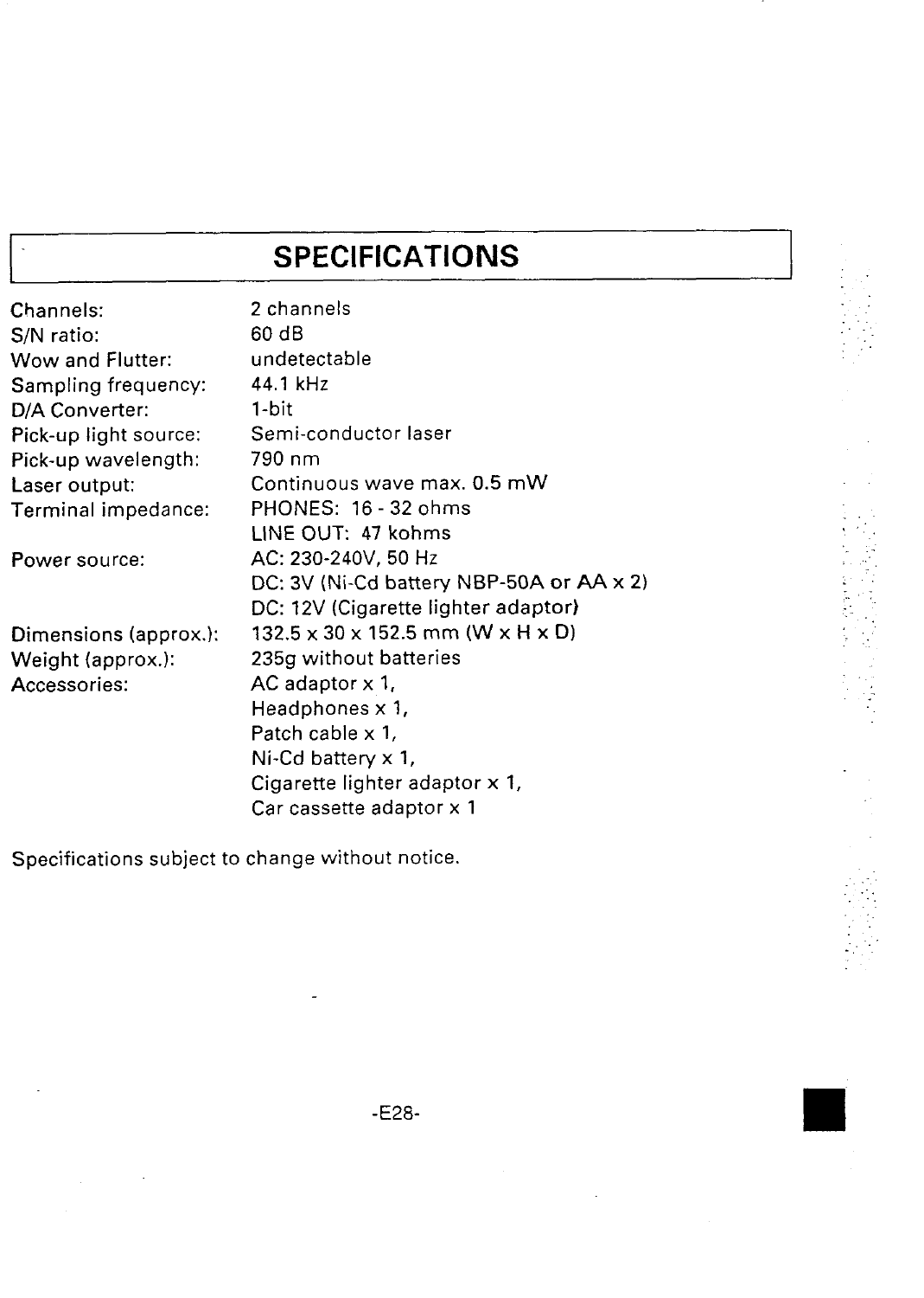# SPECIFICATIONS

| | |
|---|---|
| Channels: | 2 channels |
| S/N ratio: | 60 dB |
| Wow and Flutter: | undetectable |
| Sampling frequency: | 44.1 kHz |
| D/A Converter: | 1-bit |
| Pick-up light source: | Semi-conductor laser |
| Pick-up wavelength: | 790 nm |
| Laser output: | Continuous wave max. 0.5 mW |
| Terminal impedance: | PHONES: 16 - 32 ohms |
| | LINE OUT: 47 kohms |
| Power source: | AC: 230-240V, 50 Hz |
| | DC: 3V (Ni-Cd battery NBP-50A or AA x 2) |
| | DC: 12V (Cigarette lighter adaptor) |
| Dimensions (approx.): | 132.5 x 30 x 152.5 mm (W x H x D) |
| Weight (approx.): | 235g without batteries |
| Accessories: | AC adaptor x 1, |
| | Headphones x 1, |
| | Patch cable x 1, |
| | Ni-Cd battery x 1, |
| | Cigarette lighter adaptor x 1, |
| | Car cassette adaptor x 1 |

Specifications subject to change without notice.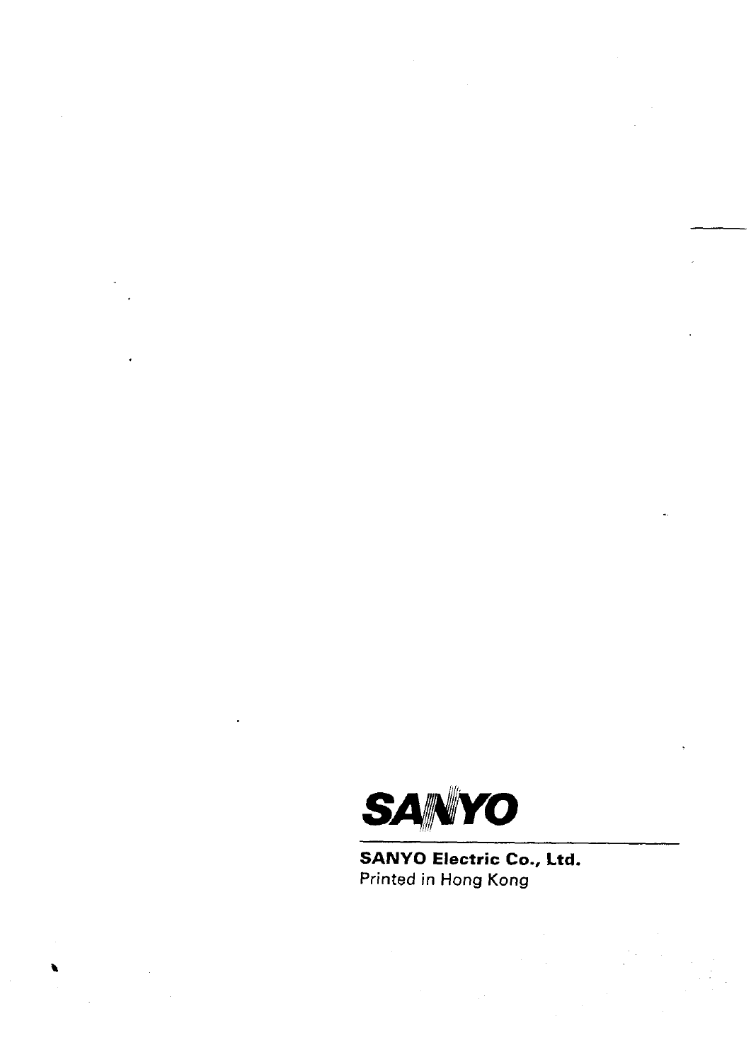SANYO

**SANYO Electric Co., Ltd.**
Printed in Hong Kong